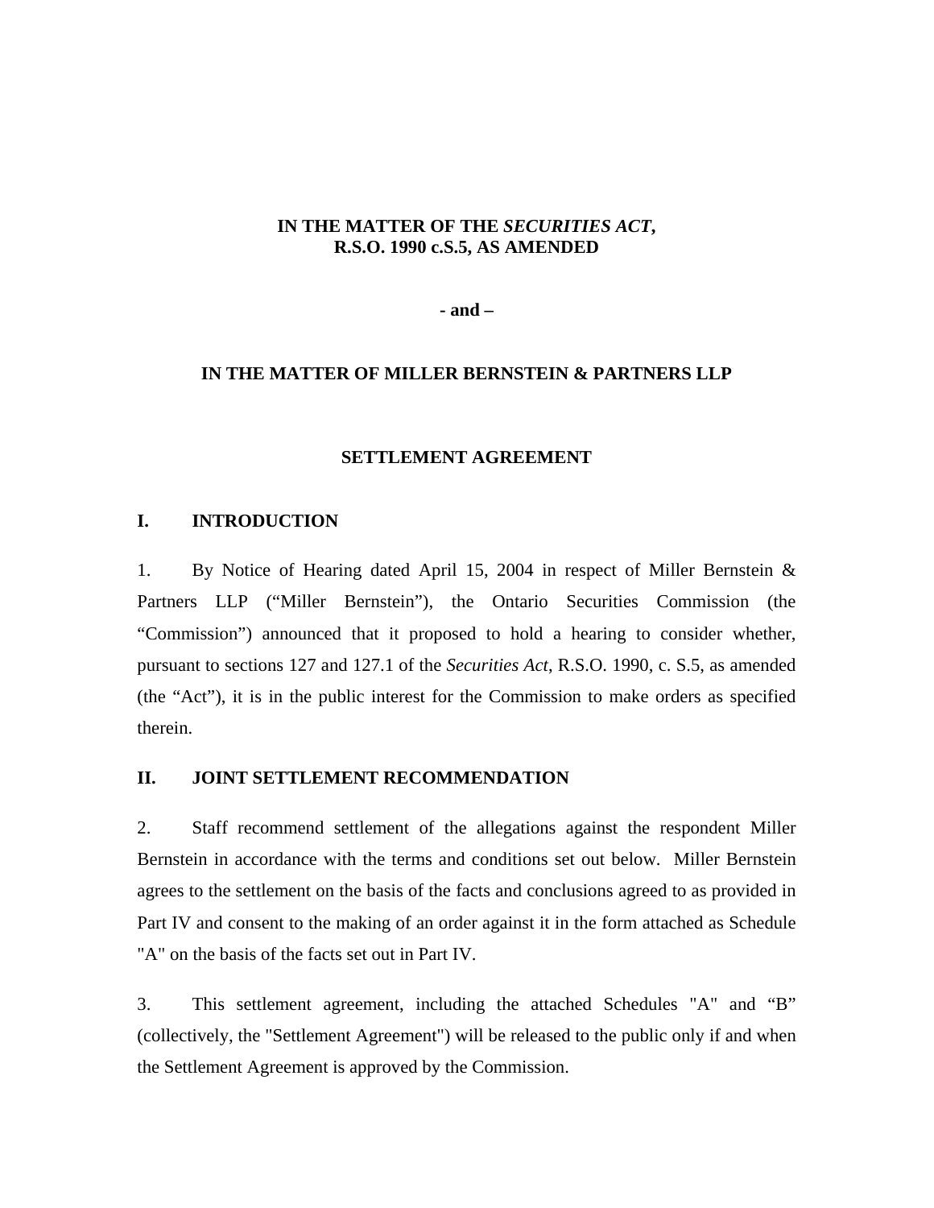**IN THE MATTER OF THE *SECURITIES ACT*,**
**R.S.O. 1990 c.S.5, AS AMENDED**

**- and –**

**IN THE MATTER OF MILLER BERNSTEIN & PARTNERS LLP**

# SETTLEMENT AGREEMENT

## I. INTRODUCTION

1. By Notice of Hearing dated April 15, 2004 in respect of Miller Bernstein & Partners LLP ("Miller Bernstein"), the Ontario Securities Commission (the "Commission") announced that it proposed to hold a hearing to consider whether, pursuant to sections 127 and 127.1 of the *Securities Act*, R.S.O. 1990, c. S.5, as amended (the "Act"), it is in the public interest for the Commission to make orders as specified therein.

## II. JOINT SETTLEMENT RECOMMENDATION

2. Staff recommend settlement of the allegations against the respondent Miller Bernstein in accordance with the terms and conditions set out below. Miller Bernstein agrees to the settlement on the basis of the facts and conclusions agreed to as provided in Part IV and consent to the making of an order against it in the form attached as Schedule "A" on the basis of the facts set out in Part IV.

3. This settlement agreement, including the attached Schedules "A" and "B" (collectively, the "Settlement Agreement") will be released to the public only if and when the Settlement Agreement is approved by the Commission.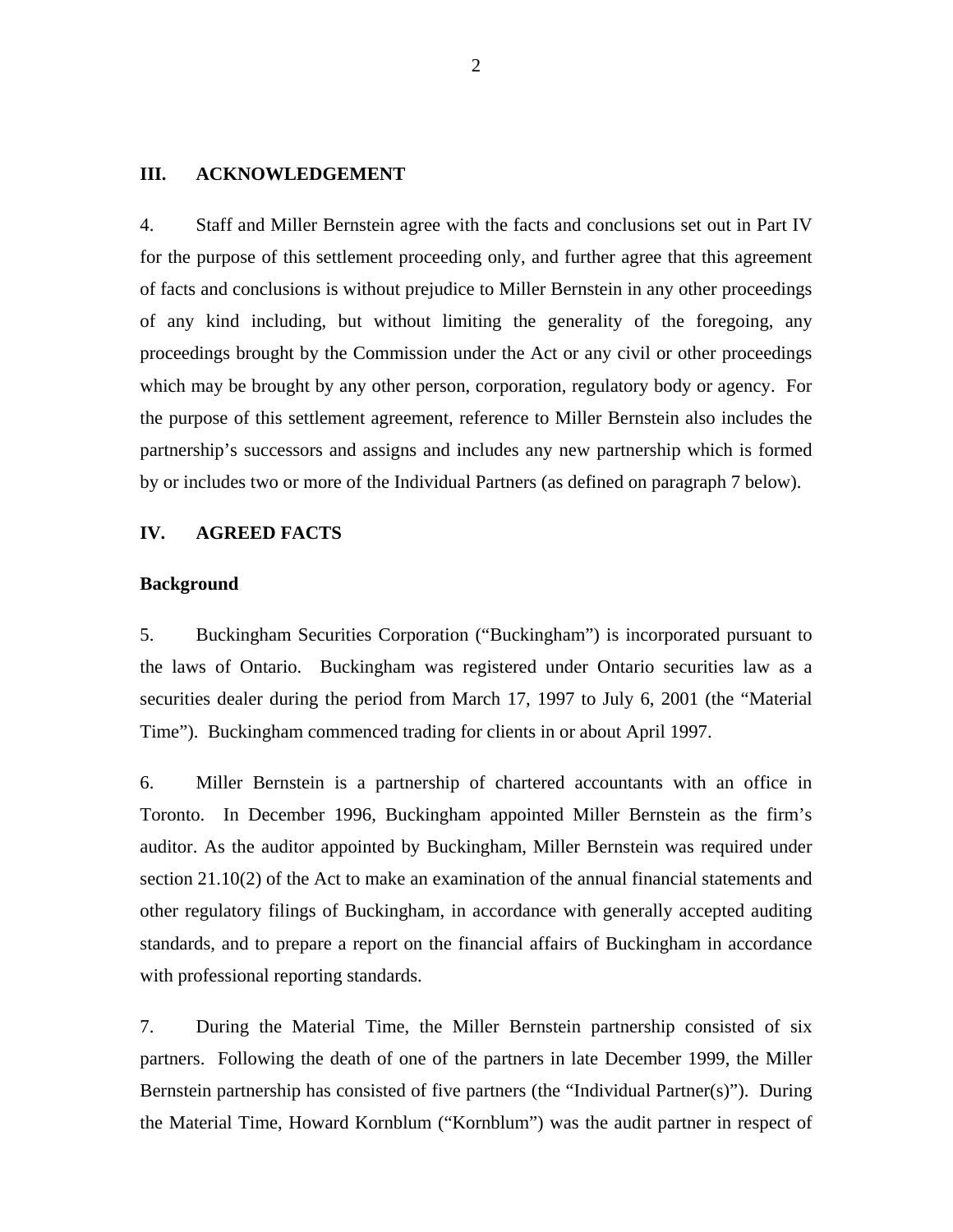## III. ACKNOWLEDGEMENT

4. Staff and Miller Bernstein agree with the facts and conclusions set out in Part IV for the purpose of this settlement proceeding only, and further agree that this agreement of facts and conclusions is without prejudice to Miller Bernstein in any other proceedings of any kind including, but without limiting the generality of the foregoing, any proceedings brought by the Commission under the Act or any civil or other proceedings which may be brought by any other person, corporation, regulatory body or agency. For the purpose of this settlement agreement, reference to Miller Bernstein also includes the partnership's successors and assigns and includes any new partnership which is formed by or includes two or more of the Individual Partners (as defined on paragraph 7 below).

## IV. AGREED FACTS

### Background

5. Buckingham Securities Corporation ("Buckingham") is incorporated pursuant to the laws of Ontario. Buckingham was registered under Ontario securities law as a securities dealer during the period from March 17, 1997 to July 6, 2001 (the "Material Time"). Buckingham commenced trading for clients in or about April 1997.

6. Miller Bernstein is a partnership of chartered accountants with an office in Toronto. In December 1996, Buckingham appointed Miller Bernstein as the firm's auditor. As the auditor appointed by Buckingham, Miller Bernstein was required under section 21.10(2) of the Act to make an examination of the annual financial statements and other regulatory filings of Buckingham, in accordance with generally accepted auditing standards, and to prepare a report on the financial affairs of Buckingham in accordance with professional reporting standards.

7. During the Material Time, the Miller Bernstein partnership consisted of six partners. Following the death of one of the partners in late December 1999, the Miller Bernstein partnership has consisted of five partners (the "Individual Partner(s)"). During the Material Time, Howard Kornblum ("Kornblum") was the audit partner in respect of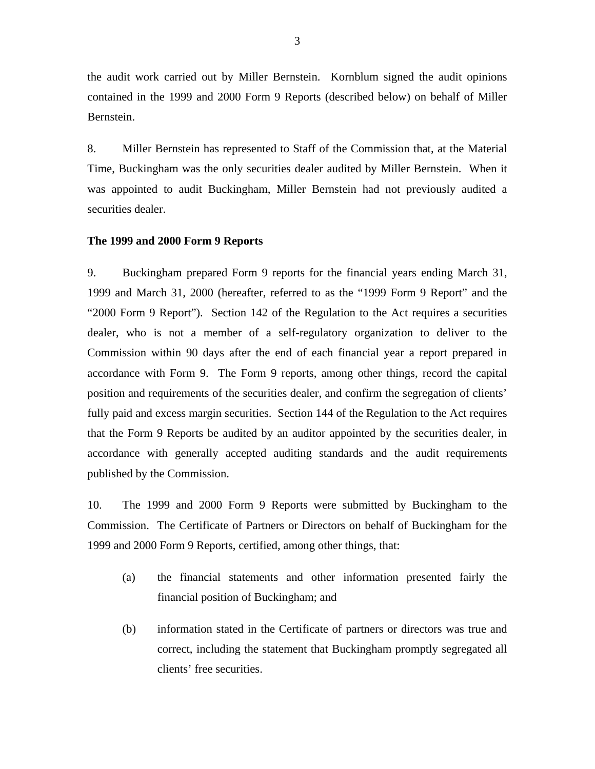the audit work carried out by Miller Bernstein. Kornblum signed the audit opinions contained in the 1999 and 2000 Form 9 Reports (described below) on behalf of Miller Bernstein.

8. Miller Bernstein has represented to Staff of the Commission that, at the Material Time, Buckingham was the only securities dealer audited by Miller Bernstein. When it was appointed to audit Buckingham, Miller Bernstein had not previously audited a securities dealer.

**The 1999 and 2000 Form 9 Reports**

9. Buckingham prepared Form 9 reports for the financial years ending March 31, 1999 and March 31, 2000 (hereafter, referred to as the "1999 Form 9 Report" and the "2000 Form 9 Report"). Section 142 of the Regulation to the Act requires a securities dealer, who is not a member of a self-regulatory organization to deliver to the Commission within 90 days after the end of each financial year a report prepared in accordance with Form 9. The Form 9 reports, among other things, record the capital position and requirements of the securities dealer, and confirm the segregation of clients' fully paid and excess margin securities. Section 144 of the Regulation to the Act requires that the Form 9 Reports be audited by an auditor appointed by the securities dealer, in accordance with generally accepted auditing standards and the audit requirements published by the Commission.

10. The 1999 and 2000 Form 9 Reports were submitted by Buckingham to the Commission. The Certificate of Partners or Directors on behalf of Buckingham for the 1999 and 2000 Form 9 Reports, certified, among other things, that:

(a) the financial statements and other information presented fairly the financial position of Buckingham; and

(b) information stated in the Certificate of partners or directors was true and correct, including the statement that Buckingham promptly segregated all clients' free securities.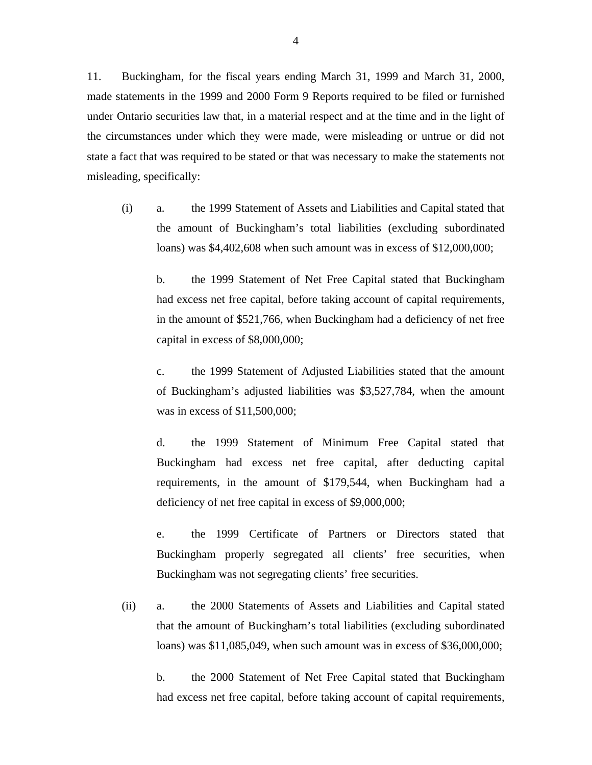11. Buckingham, for the fiscal years ending March 31, 1999 and March 31, 2000, made statements in the 1999 and 2000 Form 9 Reports required to be filed or furnished under Ontario securities law that, in a material respect and at the time and in the light of the circumstances under which they were made, were misleading or untrue or did not state a fact that was required to be stated or that was necessary to make the statements not misleading, specifically:

(i) a. the 1999 Statement of Assets and Liabilities and Capital stated that the amount of Buckingham's total liabilities (excluding subordinated loans) was $4,402,608 when such amount was in excess of $12,000,000;

b. the 1999 Statement of Net Free Capital stated that Buckingham had excess net free capital, before taking account of capital requirements, in the amount of $521,766, when Buckingham had a deficiency of net free capital in excess of $8,000,000;

c. the 1999 Statement of Adjusted Liabilities stated that the amount of Buckingham's adjusted liabilities was $3,527,784, when the amount was in excess of $11,500,000;

d. the 1999 Statement of Minimum Free Capital stated that Buckingham had excess net free capital, after deducting capital requirements, in the amount of $179,544, when Buckingham had a deficiency of net free capital in excess of $9,000,000;

e. the 1999 Certificate of Partners or Directors stated that Buckingham properly segregated all clients' free securities, when Buckingham was not segregating clients' free securities.

(ii) a. the 2000 Statements of Assets and Liabilities and Capital stated that the amount of Buckingham's total liabilities (excluding subordinated loans) was $11,085,049, when such amount was in excess of $36,000,000;

b. the 2000 Statement of Net Free Capital stated that Buckingham had excess net free capital, before taking account of capital requirements,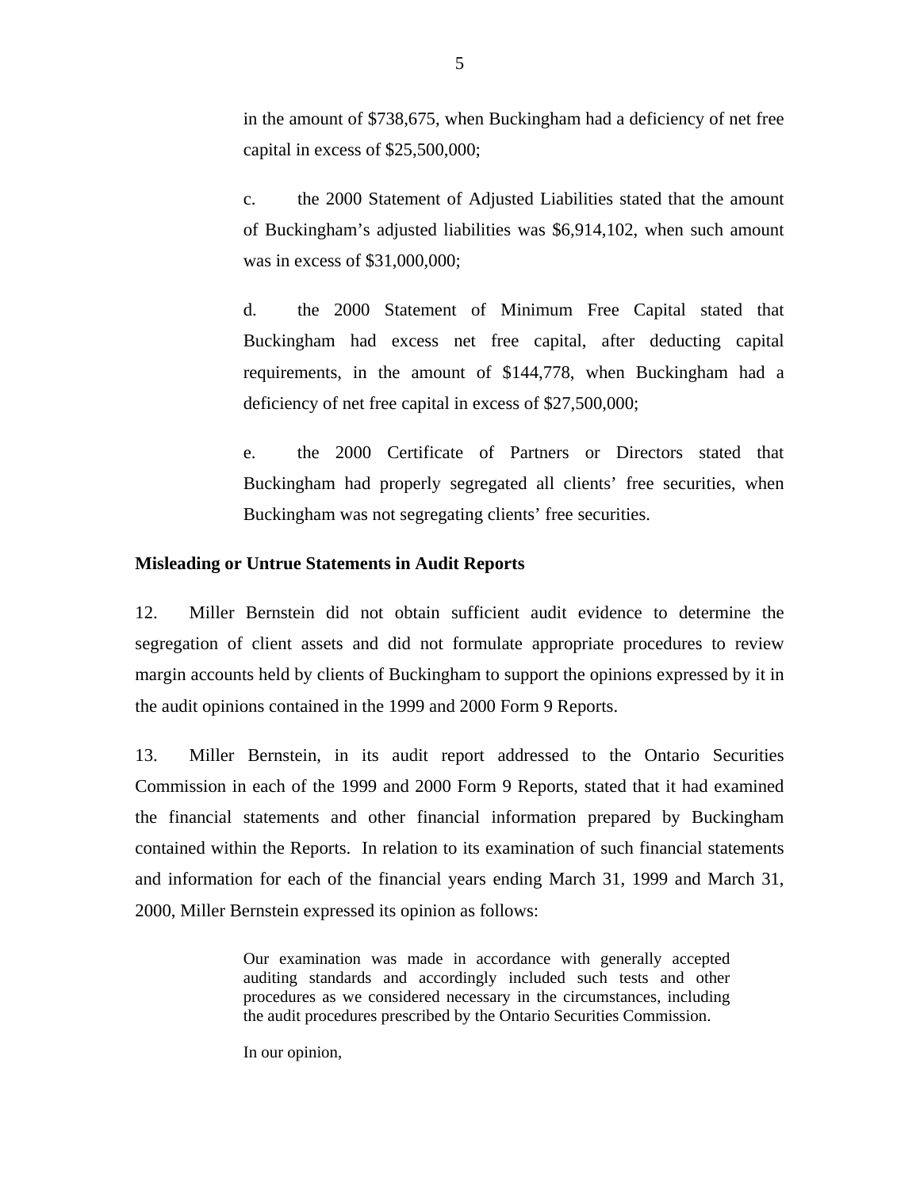in the amount of $738,675, when Buckingham had a deficiency of net free capital in excess of $25,500,000;

c. the 2000 Statement of Adjusted Liabilities stated that the amount of Buckingham's adjusted liabilities was $6,914,102, when such amount was in excess of $31,000,000;

d. the 2000 Statement of Minimum Free Capital stated that Buckingham had excess net free capital, after deducting capital requirements, in the amount of $144,778, when Buckingham had a deficiency of net free capital in excess of $27,500,000;

e. the 2000 Certificate of Partners or Directors stated that Buckingham had properly segregated all clients' free securities, when Buckingham was not segregating clients' free securities.

**Misleading or Untrue Statements in Audit Reports**

12. Miller Bernstein did not obtain sufficient audit evidence to determine the segregation of client assets and did not formulate appropriate procedures to review margin accounts held by clients of Buckingham to support the opinions expressed by it in the audit opinions contained in the 1999 and 2000 Form 9 Reports.

13. Miller Bernstein, in its audit report addressed to the Ontario Securities Commission in each of the 1999 and 2000 Form 9 Reports, stated that it had examined the financial statements and other financial information prepared by Buckingham contained within the Reports. In relation to its examination of such financial statements and information for each of the financial years ending March 31, 1999 and March 31, 2000, Miller Bernstein expressed its opinion as follows:

> Our examination was made in accordance with generally accepted auditing standards and accordingly included such tests and other procedures as we considered necessary in the circumstances, including the audit procedures prescribed by the Ontario Securities Commission.
>
> In our opinion,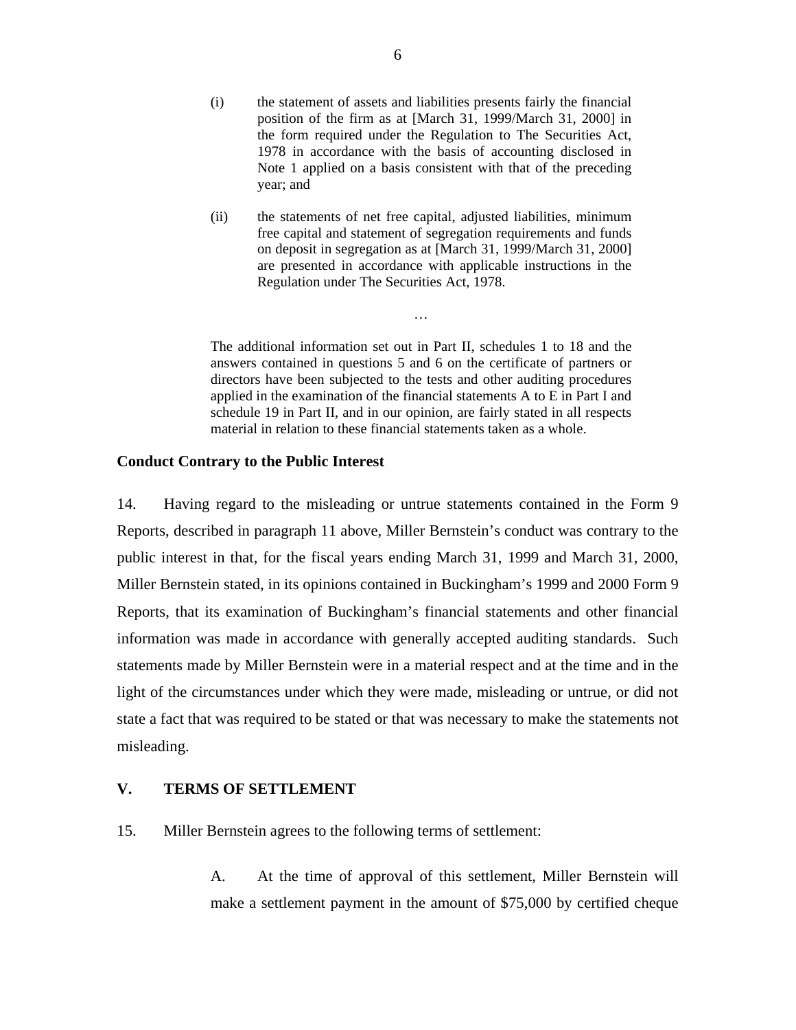> (i) the statement of assets and liabilities presents fairly the financial position of the firm as at [March 31, 1999/March 31, 2000] in the form required under the Regulation to The Securities Act, 1978 in accordance with the basis of accounting disclosed in Note 1 applied on a basis consistent with that of the preceding year; and
>
> (ii) the statements of net free capital, adjusted liabilities, minimum free capital and statement of segregation requirements and funds on deposit in segregation as at [March 31, 1999/March 31, 2000] are presented in accordance with applicable instructions in the Regulation under The Securities Act, 1978.
>
> …
>
> The additional information set out in Part II, schedules 1 to 18 and the answers contained in questions 5 and 6 on the certificate of partners or directors have been subjected to the tests and other auditing procedures applied in the examination of the financial statements A to E in Part I and schedule 19 in Part II, and in our opinion, are fairly stated in all respects material in relation to these financial statements taken as a whole.

**Conduct Contrary to the Public Interest**

14. Having regard to the misleading or untrue statements contained in the Form 9 Reports, described in paragraph 11 above, Miller Bernstein's conduct was contrary to the public interest in that, for the fiscal years ending March 31, 1999 and March 31, 2000, Miller Bernstein stated, in its opinions contained in Buckingham's 1999 and 2000 Form 9 Reports, that its examination of Buckingham's financial statements and other financial information was made in accordance with generally accepted auditing standards. Such statements made by Miller Bernstein were in a material respect and at the time and in the light of the circumstances under which they were made, misleading or untrue, or did not state a fact that was required to be stated or that was necessary to make the statements not misleading.

## V. TERMS OF SETTLEMENT

15. Miller Bernstein agrees to the following terms of settlement:

> A. At the time of approval of this settlement, Miller Bernstein will make a settlement payment in the amount of $75,000 by certified cheque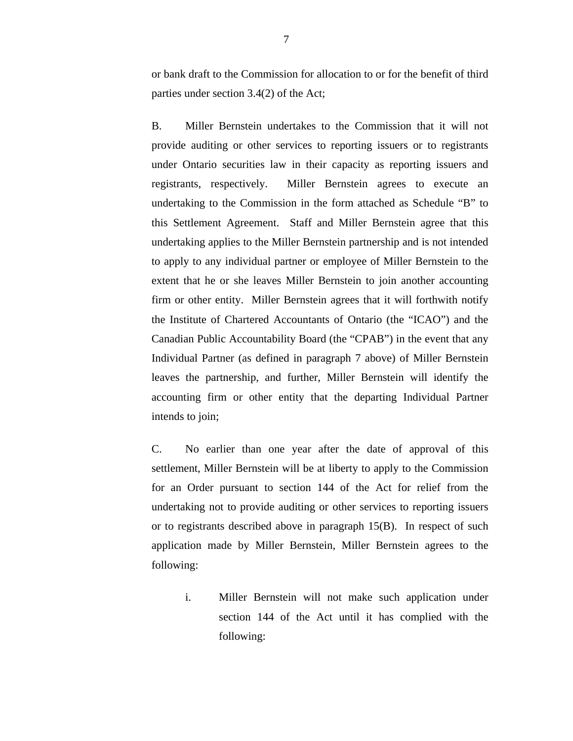or bank draft to the Commission for allocation to or for the benefit of third parties under section 3.4(2) of the Act;

B. Miller Bernstein undertakes to the Commission that it will not provide auditing or other services to reporting issuers or to registrants under Ontario securities law in their capacity as reporting issuers and registrants, respectively. Miller Bernstein agrees to execute an undertaking to the Commission in the form attached as Schedule "B" to this Settlement Agreement. Staff and Miller Bernstein agree that this undertaking applies to the Miller Bernstein partnership and is not intended to apply to any individual partner or employee of Miller Bernstein to the extent that he or she leaves Miller Bernstein to join another accounting firm or other entity. Miller Bernstein agrees that it will forthwith notify the Institute of Chartered Accountants of Ontario (the "ICAO") and the Canadian Public Accountability Board (the "CPAB") in the event that any Individual Partner (as defined in paragraph 7 above) of Miller Bernstein leaves the partnership, and further, Miller Bernstein will identify the accounting firm or other entity that the departing Individual Partner intends to join;

C. No earlier than one year after the date of approval of this settlement, Miller Bernstein will be at liberty to apply to the Commission for an Order pursuant to section 144 of the Act for relief from the undertaking not to provide auditing or other services to reporting issuers or to registrants described above in paragraph 15(B). In respect of such application made by Miller Bernstein, Miller Bernstein agrees to the following:

   i. Miller Bernstein will not make such application under section 144 of the Act until it has complied with the following: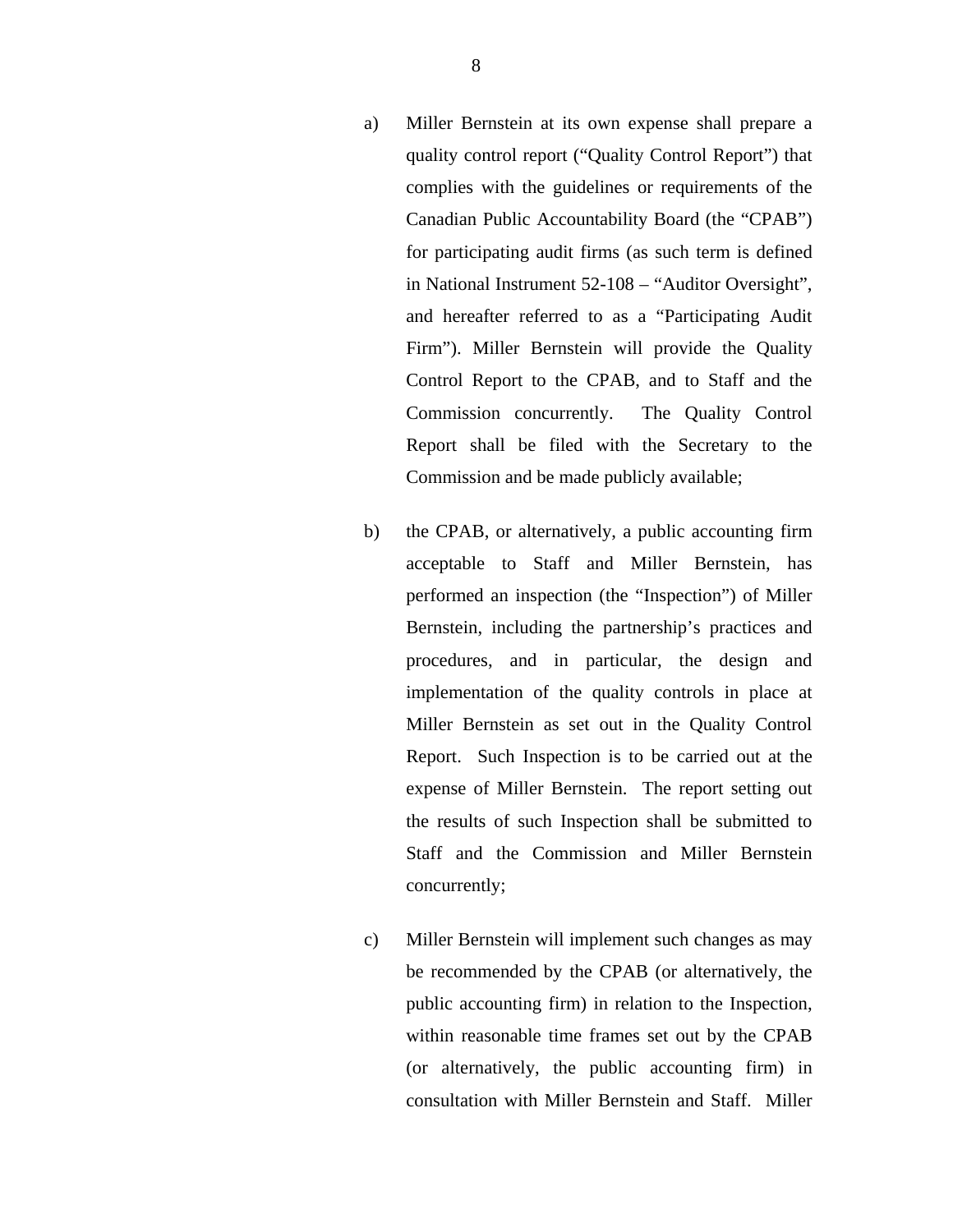a) Miller Bernstein at its own expense shall prepare a quality control report ("Quality Control Report") that complies with the guidelines or requirements of the Canadian Public Accountability Board (the "CPAB") for participating audit firms (as such term is defined in National Instrument 52-108 – "Auditor Oversight", and hereafter referred to as a "Participating Audit Firm"). Miller Bernstein will provide the Quality Control Report to the CPAB, and to Staff and the Commission concurrently. The Quality Control Report shall be filed with the Secretary to the Commission and be made publicly available;

b) the CPAB, or alternatively, a public accounting firm acceptable to Staff and Miller Bernstein, has performed an inspection (the "Inspection") of Miller Bernstein, including the partnership's practices and procedures, and in particular, the design and implementation of the quality controls in place at Miller Bernstein as set out in the Quality Control Report. Such Inspection is to be carried out at the expense of Miller Bernstein. The report setting out the results of such Inspection shall be submitted to Staff and the Commission and Miller Bernstein concurrently;

c) Miller Bernstein will implement such changes as may be recommended by the CPAB (or alternatively, the public accounting firm) in relation to the Inspection, within reasonable time frames set out by the CPAB (or alternatively, the public accounting firm) in consultation with Miller Bernstein and Staff. Miller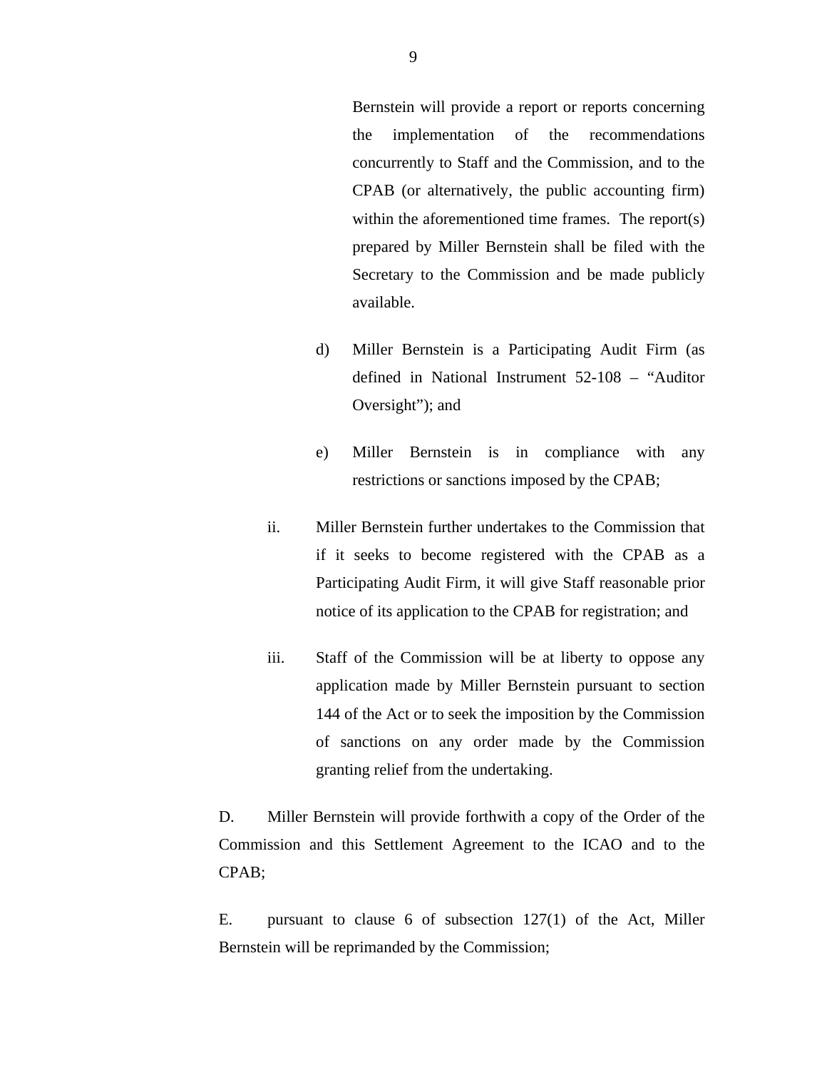Bernstein will provide a report or reports concerning the implementation of the recommendations concurrently to Staff and the Commission, and to the CPAB (or alternatively, the public accounting firm) within the aforementioned time frames. The report(s) prepared by Miller Bernstein shall be filed with the Secretary to the Commission and be made publicly available.

d) Miller Bernstein is a Participating Audit Firm (as defined in National Instrument 52-108 – "Auditor Oversight"); and

e) Miller Bernstein is in compliance with any restrictions or sanctions imposed by the CPAB;

ii. Miller Bernstein further undertakes to the Commission that if it seeks to become registered with the CPAB as a Participating Audit Firm, it will give Staff reasonable prior notice of its application to the CPAB for registration; and

iii. Staff of the Commission will be at liberty to oppose any application made by Miller Bernstein pursuant to section 144 of the Act or to seek the imposition by the Commission of sanctions on any order made by the Commission granting relief from the undertaking.

D. Miller Bernstein will provide forthwith a copy of the Order of the Commission and this Settlement Agreement to the ICAO and to the CPAB;

E. pursuant to clause 6 of subsection 127(1) of the Act, Miller Bernstein will be reprimanded by the Commission;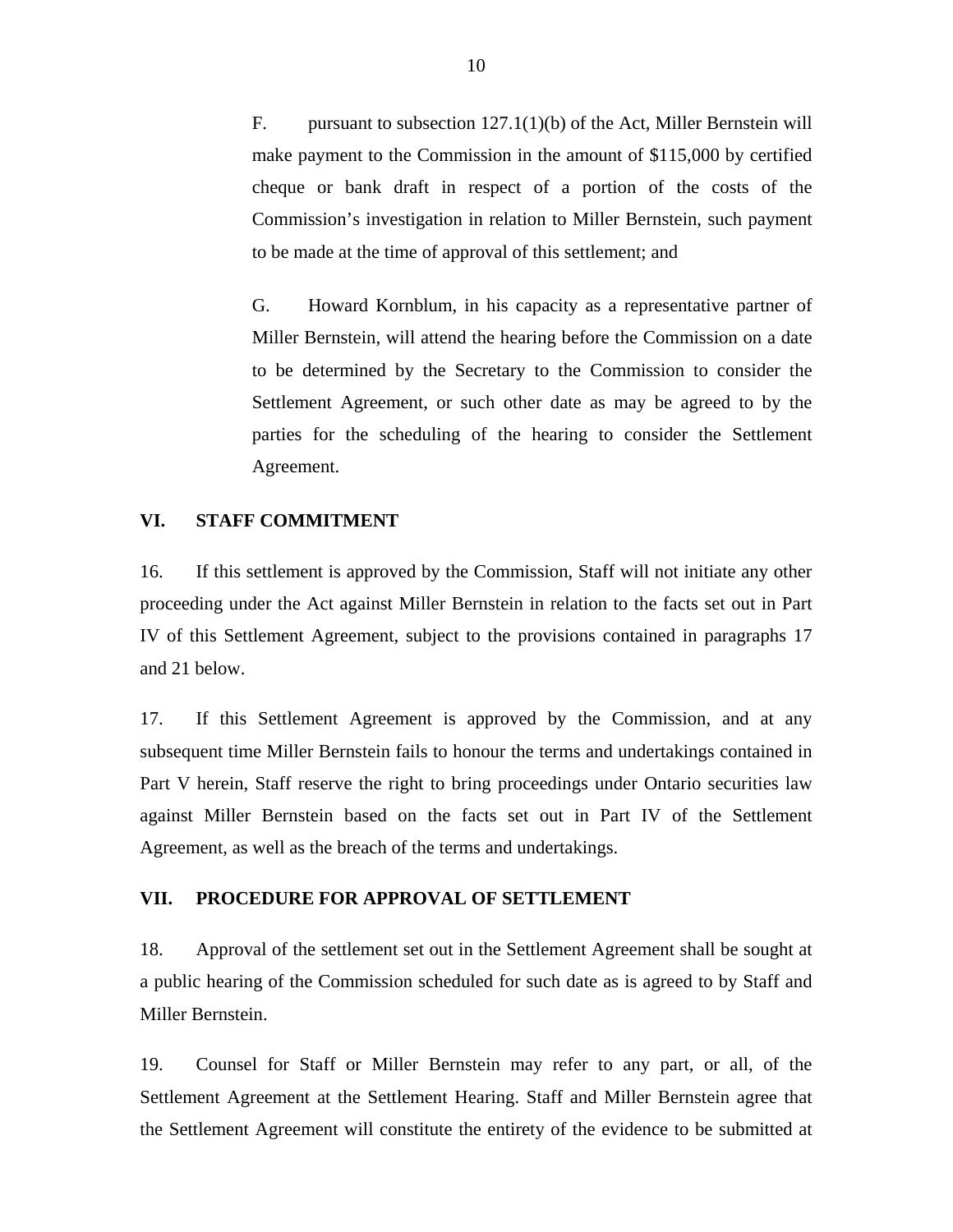F. pursuant to subsection 127.1(1)(b) of the Act, Miller Bernstein will make payment to the Commission in the amount of $115,000 by certified cheque or bank draft in respect of a portion of the costs of the Commission's investigation in relation to Miller Bernstein, such payment to be made at the time of approval of this settlement; and

G. Howard Kornblum, in his capacity as a representative partner of Miller Bernstein, will attend the hearing before the Commission on a date to be determined by the Secretary to the Commission to consider the Settlement Agreement, or such other date as may be agreed to by the parties for the scheduling of the hearing to consider the Settlement Agreement.

## VI. STAFF COMMITMENT

16. If this settlement is approved by the Commission, Staff will not initiate any other proceeding under the Act against Miller Bernstein in relation to the facts set out in Part IV of this Settlement Agreement, subject to the provisions contained in paragraphs 17 and 21 below.

17. If this Settlement Agreement is approved by the Commission, and at any subsequent time Miller Bernstein fails to honour the terms and undertakings contained in Part V herein, Staff reserve the right to bring proceedings under Ontario securities law against Miller Bernstein based on the facts set out in Part IV of the Settlement Agreement, as well as the breach of the terms and undertakings.

## VII. PROCEDURE FOR APPROVAL OF SETTLEMENT

18. Approval of the settlement set out in the Settlement Agreement shall be sought at a public hearing of the Commission scheduled for such date as is agreed to by Staff and Miller Bernstein.

19. Counsel for Staff or Miller Bernstein may refer to any part, or all, of the Settlement Agreement at the Settlement Hearing. Staff and Miller Bernstein agree that the Settlement Agreement will constitute the entirety of the evidence to be submitted at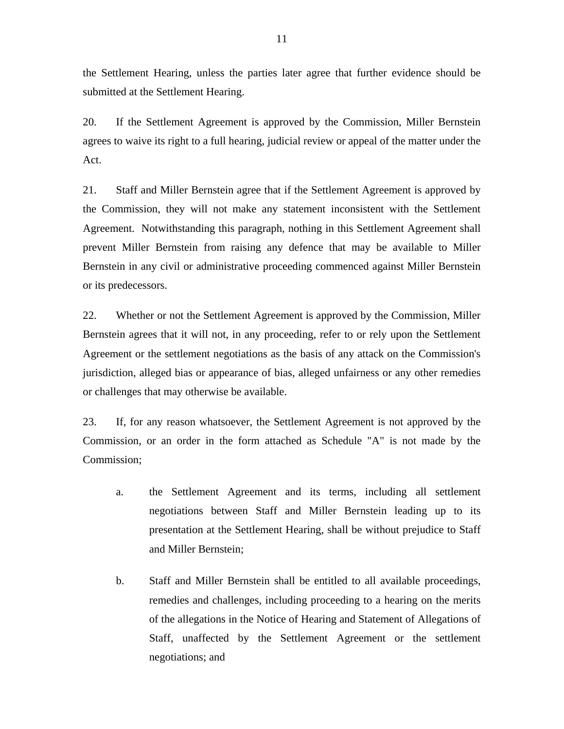the Settlement Hearing, unless the parties later agree that further evidence should be submitted at the Settlement Hearing.

20. If the Settlement Agreement is approved by the Commission, Miller Bernstein agrees to waive its right to a full hearing, judicial review or appeal of the matter under the Act.

21. Staff and Miller Bernstein agree that if the Settlement Agreement is approved by the Commission, they will not make any statement inconsistent with the Settlement Agreement. Notwithstanding this paragraph, nothing in this Settlement Agreement shall prevent Miller Bernstein from raising any defence that may be available to Miller Bernstein in any civil or administrative proceeding commenced against Miller Bernstein or its predecessors.

22. Whether or not the Settlement Agreement is approved by the Commission, Miller Bernstein agrees that it will not, in any proceeding, refer to or rely upon the Settlement Agreement or the settlement negotiations as the basis of any attack on the Commission's jurisdiction, alleged bias or appearance of bias, alleged unfairness or any other remedies or challenges that may otherwise be available.

23. If, for any reason whatsoever, the Settlement Agreement is not approved by the Commission, or an order in the form attached as Schedule "A" is not made by the Commission;

a. the Settlement Agreement and its terms, including all settlement negotiations between Staff and Miller Bernstein leading up to its presentation at the Settlement Hearing, shall be without prejudice to Staff and Miller Bernstein;

b. Staff and Miller Bernstein shall be entitled to all available proceedings, remedies and challenges, including proceeding to a hearing on the merits of the allegations in the Notice of Hearing and Statement of Allegations of Staff, unaffected by the Settlement Agreement or the settlement negotiations; and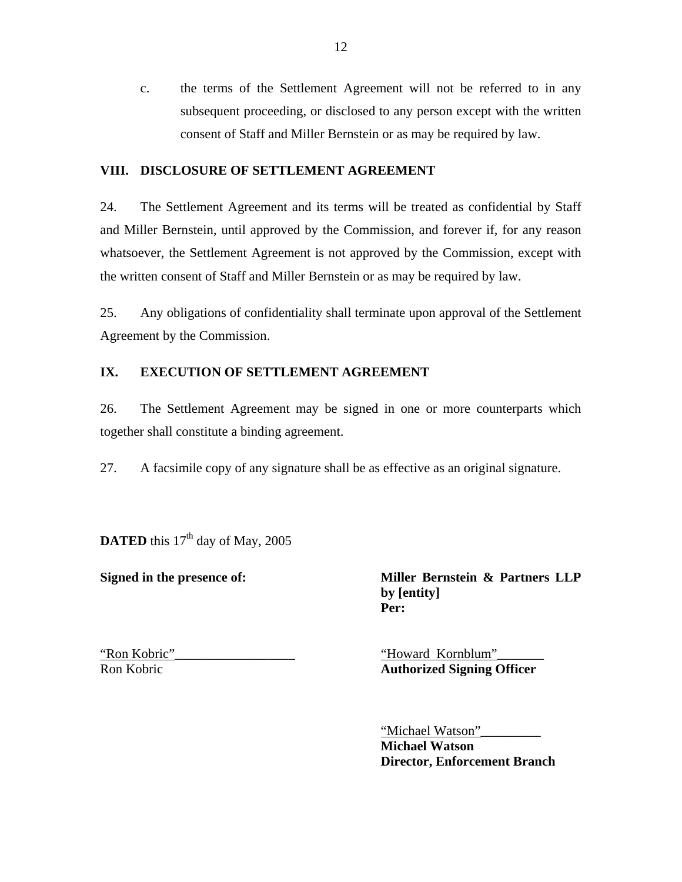c. the terms of the Settlement Agreement will not be referred to in any subsequent proceeding, or disclosed to any person except with the written consent of Staff and Miller Bernstein or as may be required by law.

## VIII. DISCLOSURE OF SETTLEMENT AGREEMENT

24. The Settlement Agreement and its terms will be treated as confidential by Staff and Miller Bernstein, until approved by the Commission, and forever if, for any reason whatsoever, the Settlement Agreement is not approved by the Commission, except with the written consent of Staff and Miller Bernstein or as may be required by law.

25. Any obligations of confidentiality shall terminate upon approval of the Settlement Agreement by the Commission.

## IX. EXECUTION OF SETTLEMENT AGREEMENT

26. The Settlement Agreement may be signed in one or more counterparts which together shall constitute a binding agreement.

27. A facsimile copy of any signature shall be as effective as an original signature.

**DATED** this 17th day of May, 2005

**Signed in the presence of:**

"Ron Kobric"__________________
Ron Kobric

**Miller Bernstein & Partners LLP by [entity]**
**Per:**

"Howard Kornblum"_______
**Authorized Signing Officer**

"Michael Watson"_________
**Michael Watson**
**Director, Enforcement Branch**